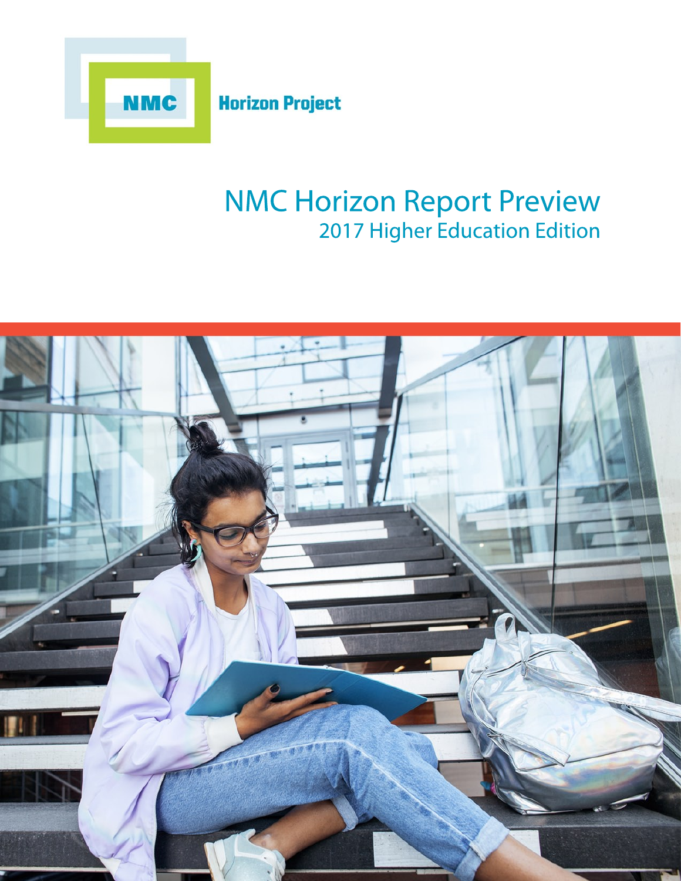NMC Horizon Project

# NMC Horizon Report Preview

## 2017 Higher Education Edition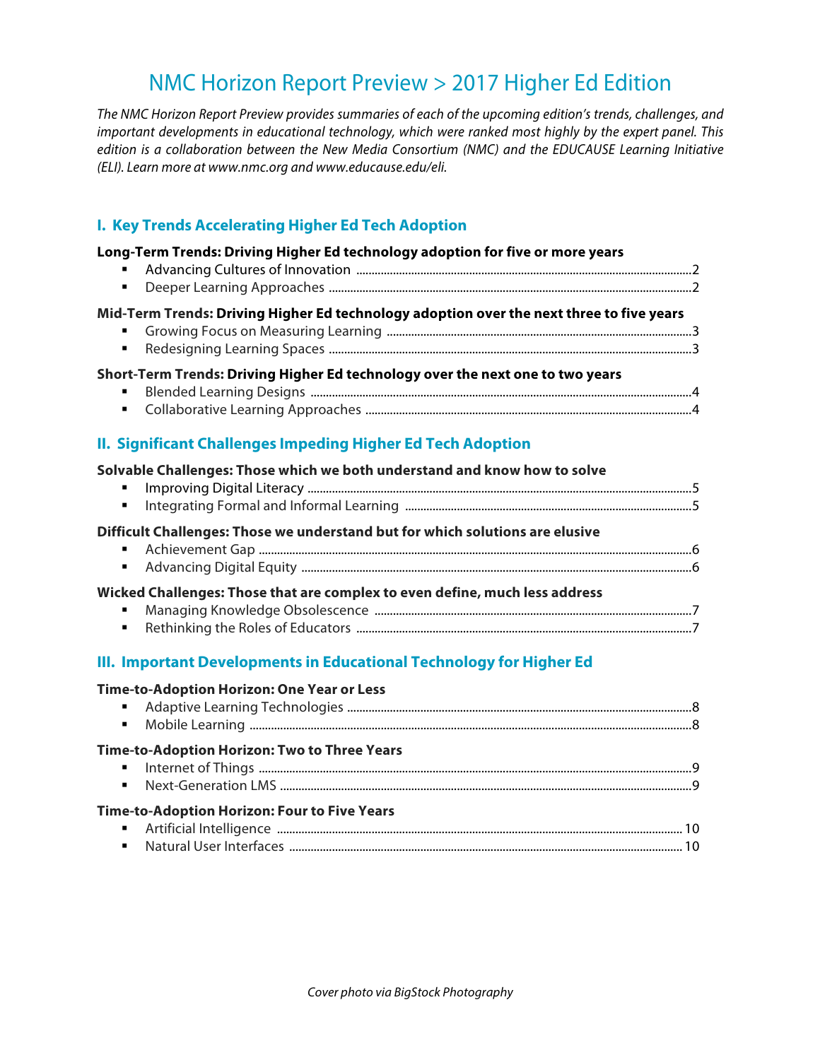# NMC Horizon Report Preview > 2017 Higher Ed Edition

*The NMC Horizon Report Preview provides summaries of each of the upcoming edition's trends, challenges, and important developments in educational technology, which were ranked most highly by the expert panel. This edition is a collaboration between the New Media Consortium (NMC) and the EDUCAUSE Learning Initiative (ELI). Learn more at www.nmc.org and www.educause.edu/eli.*

## I. Key Trends Accelerating Higher Ed Tech Adoption

**Long-Term Trends: Driving Higher Ed technology adoption for five or more years**

- Advancing Cultures of Innovation ........ 2
- Deeper Learning Approaches ........ 2

**Mid-Term Trends: Driving Higher Ed technology adoption over the next three to five years**

- Growing Focus on Measuring Learning ........ 3
- Redesigning Learning Spaces ........ 3

**Short-Term Trends: Driving Higher Ed technology over the next one to two years**

- Blended Learning Designs ........ 4
- Collaborative Learning Approaches ........ 4

## II. Significant Challenges Impeding Higher Ed Tech Adoption

**Solvable Challenges: Those which we both understand and know how to solve**

- Improving Digital Literacy ........ 5
- Integrating Formal and Informal Learning ........ 5

**Difficult Challenges: Those we understand but for which solutions are elusive**

- Achievement Gap ........ 6
- Advancing Digital Equity ........ 6

**Wicked Challenges: Those that are complex to even define, much less address**

- Managing Knowledge Obsolescence ........ 7
- Rethinking the Roles of Educators ........ 7

## III. Important Developments in Educational Technology for Higher Ed

**Time-to-Adoption Horizon: One Year or Less**

- Adaptive Learning Technologies ........ 8
- Mobile Learning ........ 8

**Time-to-Adoption Horizon: Two to Three Years**

- Internet of Things ........ 9
- Next-Generation LMS ........ 9

**Time-to-Adoption Horizon: Four to Five Years**

- Artificial Intelligence ........ 10
- Natural User Interfaces ........ 10

*Cover photo via BigStock Photography*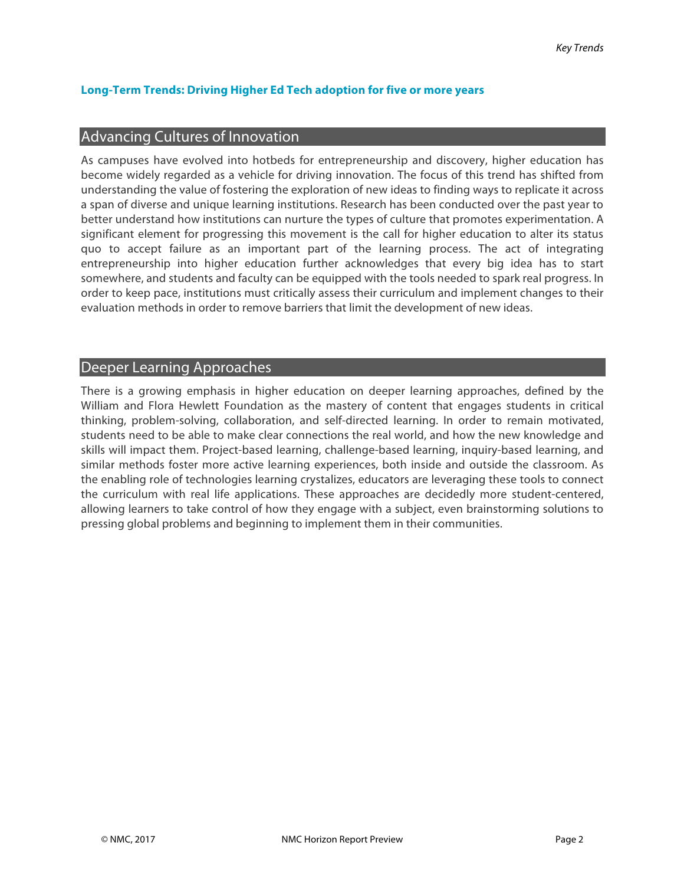**Long-Term Trends: Driving Higher Ed Tech adoption for five or more years**

## Advancing Cultures of Innovation

As campuses have evolved into hotbeds for entrepreneurship and discovery, higher education has become widely regarded as a vehicle for driving innovation. The focus of this trend has shifted from understanding the value of fostering the exploration of new ideas to finding ways to replicate it across a span of diverse and unique learning institutions. Research has been conducted over the past year to better understand how institutions can nurture the types of culture that promotes experimentation. A significant element for progressing this movement is the call for higher education to alter its status quo to accept failure as an important part of the learning process. The act of integrating entrepreneurship into higher education further acknowledges that every big idea has to start somewhere, and students and faculty can be equipped with the tools needed to spark real progress. In order to keep pace, institutions must critically assess their curriculum and implement changes to their evaluation methods in order to remove barriers that limit the development of new ideas.

## Deeper Learning Approaches

There is a growing emphasis in higher education on deeper learning approaches, defined by the William and Flora Hewlett Foundation as the mastery of content that engages students in critical thinking, problem-solving, collaboration, and self-directed learning. In order to remain motivated, students need to be able to make clear connections the real world, and how the new knowledge and skills will impact them. Project-based learning, challenge-based learning, inquiry-based learning, and similar methods foster more active learning experiences, both inside and outside the classroom. As the enabling role of technologies learning crystalizes, educators are leveraging these tools to connect the curriculum with real life applications. These approaches are decidedly more student-centered, allowing learners to take control of how they engage with a subject, even brainstorming solutions to pressing global problems and beginning to implement them in their communities.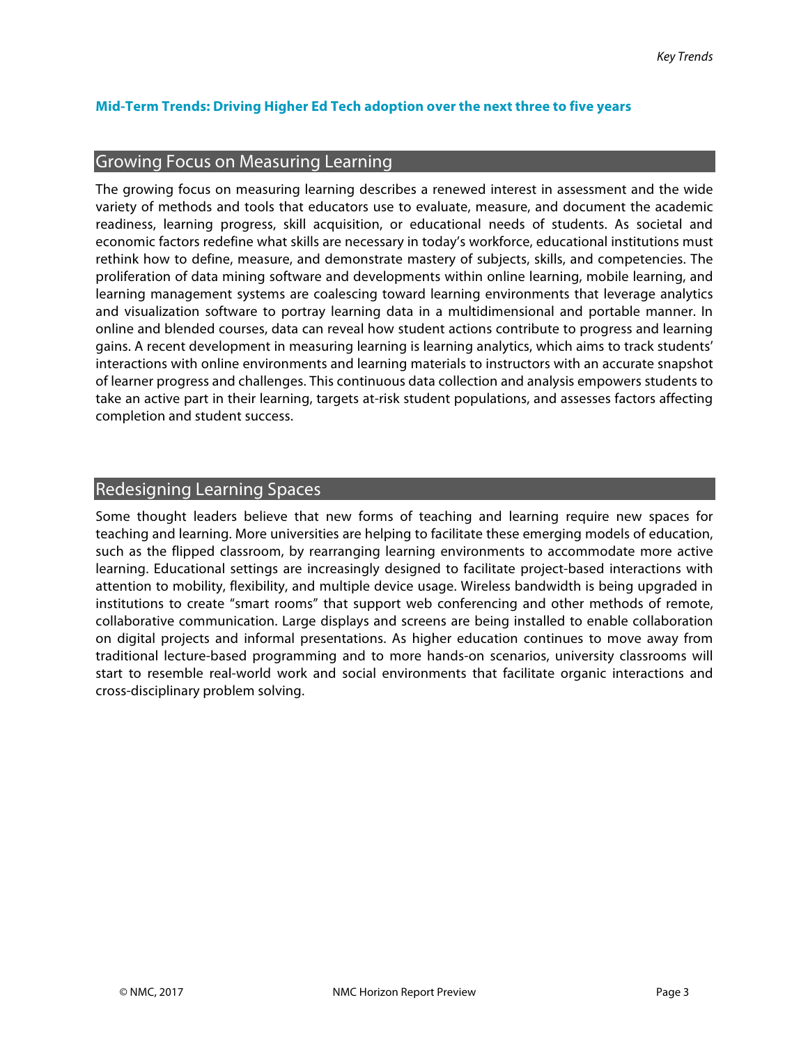**Mid-Term Trends: Driving Higher Ed Tech adoption over the next three to five years**

## Growing Focus on Measuring Learning

The growing focus on measuring learning describes a renewed interest in assessment and the wide variety of methods and tools that educators use to evaluate, measure, and document the academic readiness, learning progress, skill acquisition, or educational needs of students. As societal and economic factors redefine what skills are necessary in today's workforce, educational institutions must rethink how to define, measure, and demonstrate mastery of subjects, skills, and competencies. The proliferation of data mining software and developments within online learning, mobile learning, and learning management systems are coalescing toward learning environments that leverage analytics and visualization software to portray learning data in a multidimensional and portable manner. In online and blended courses, data can reveal how student actions contribute to progress and learning gains. A recent development in measuring learning is learning analytics, which aims to track students' interactions with online environments and learning materials to instructors with an accurate snapshot of learner progress and challenges. This continuous data collection and analysis empowers students to take an active part in their learning, targets at-risk student populations, and assesses factors affecting completion and student success.

## Redesigning Learning Spaces

Some thought leaders believe that new forms of teaching and learning require new spaces for teaching and learning. More universities are helping to facilitate these emerging models of education, such as the flipped classroom, by rearranging learning environments to accommodate more active learning. Educational settings are increasingly designed to facilitate project-based interactions with attention to mobility, flexibility, and multiple device usage. Wireless bandwidth is being upgraded in institutions to create "smart rooms" that support web conferencing and other methods of remote, collaborative communication. Large displays and screens are being installed to enable collaboration on digital projects and informal presentations. As higher education continues to move away from traditional lecture-based programming and to more hands-on scenarios, university classrooms will start to resemble real-world work and social environments that facilitate organic interactions and cross-disciplinary problem solving.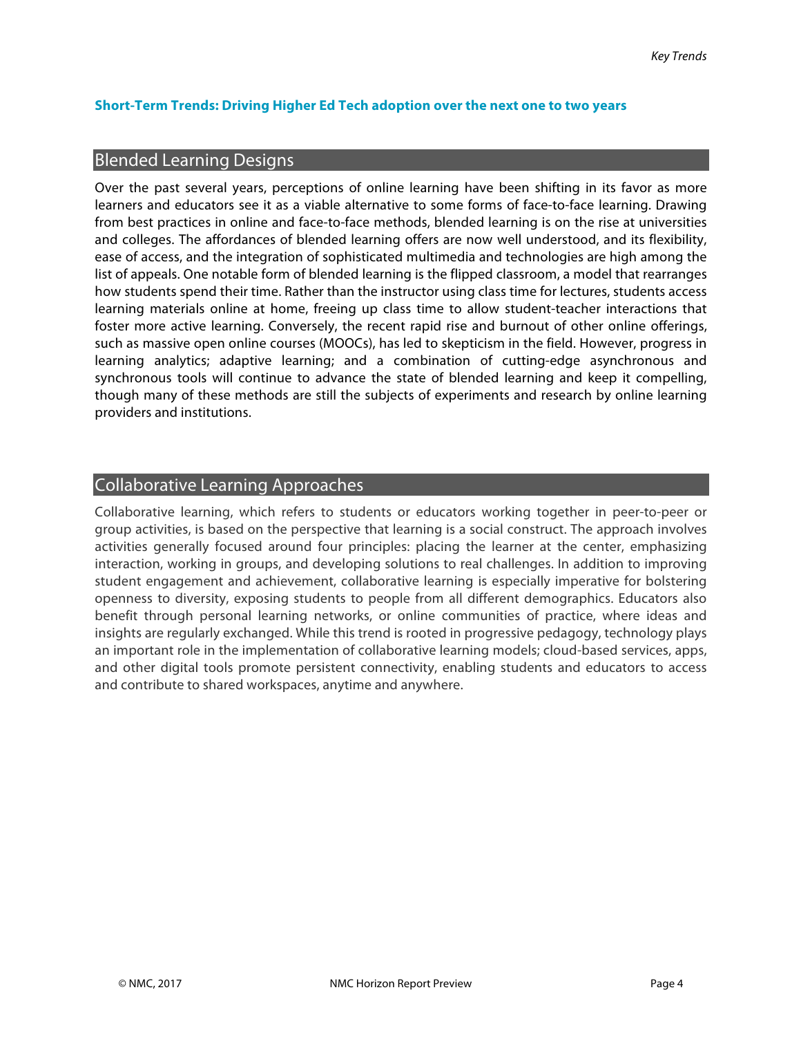**Short-Term Trends: Driving Higher Ed Tech adoption over the next one to two years**

## Blended Learning Designs

Over the past several years, perceptions of online learning have been shifting in its favor as more learners and educators see it as a viable alternative to some forms of face-to-face learning. Drawing from best practices in online and face-to-face methods, blended learning is on the rise at universities and colleges. The affordances of blended learning offers are now well understood, and its flexibility, ease of access, and the integration of sophisticated multimedia and technologies are high among the list of appeals. One notable form of blended learning is the flipped classroom, a model that rearranges how students spend their time. Rather than the instructor using class time for lectures, students access learning materials online at home, freeing up class time to allow student-teacher interactions that foster more active learning. Conversely, the recent rapid rise and burnout of other online offerings, such as massive open online courses (MOOCs), has led to skepticism in the field. However, progress in learning analytics; adaptive learning; and a combination of cutting-edge asynchronous and synchronous tools will continue to advance the state of blended learning and keep it compelling, though many of these methods are still the subjects of experiments and research by online learning providers and institutions.

## Collaborative Learning Approaches

Collaborative learning, which refers to students or educators working together in peer-to-peer or group activities, is based on the perspective that learning is a social construct. The approach involves activities generally focused around four principles: placing the learner at the center, emphasizing interaction, working in groups, and developing solutions to real challenges. In addition to improving student engagement and achievement, collaborative learning is especially imperative for bolstering openness to diversity, exposing students to people from all different demographics. Educators also benefit through personal learning networks, or online communities of practice, where ideas and insights are regularly exchanged. While this trend is rooted in progressive pedagogy, technology plays an important role in the implementation of collaborative learning models; cloud-based services, apps, and other digital tools promote persistent connectivity, enabling students and educators to access and contribute to shared workspaces, anytime and anywhere.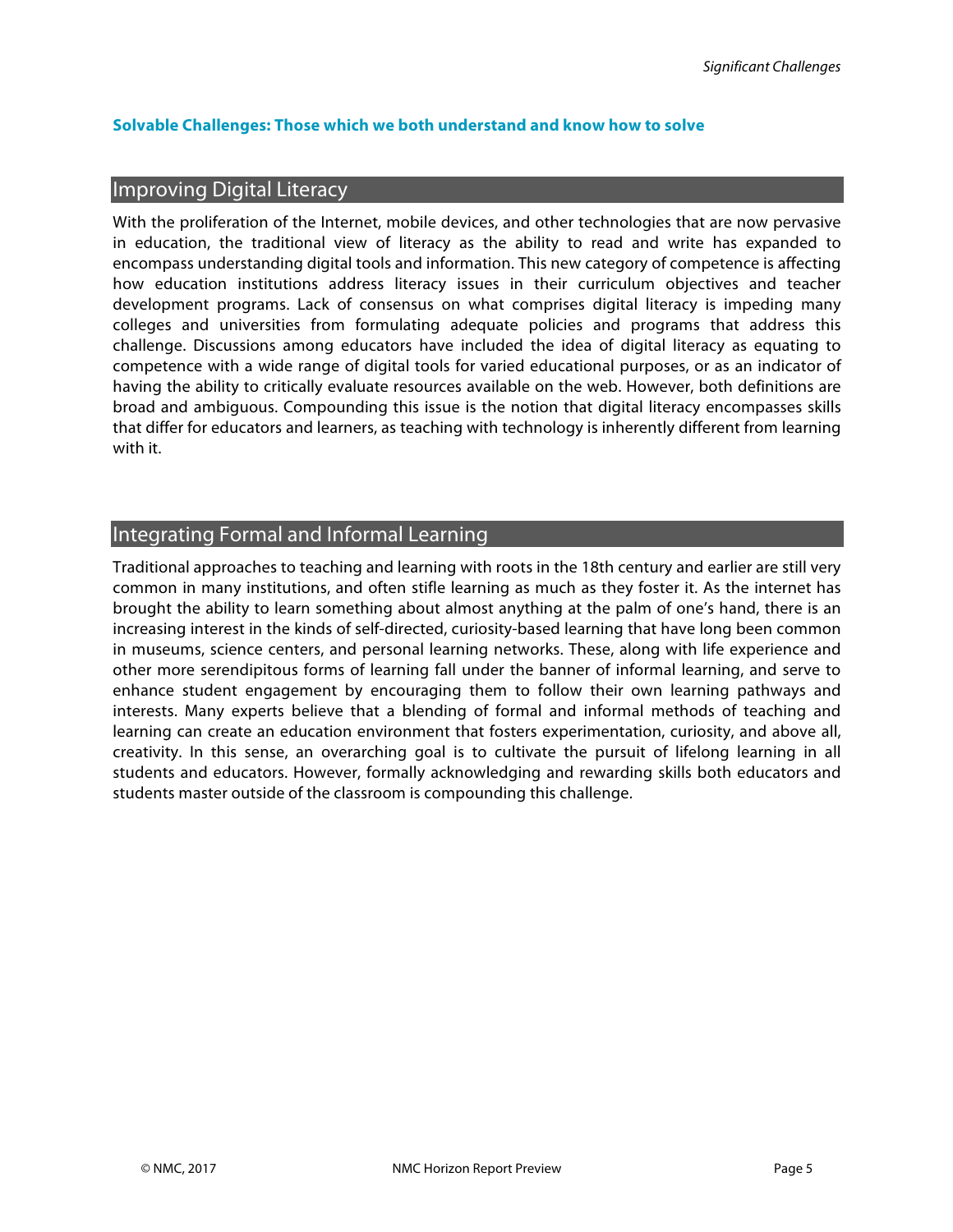**Solvable Challenges: Those which we both understand and know how to solve**

## Improving Digital Literacy

With the proliferation of the Internet, mobile devices, and other technologies that are now pervasive in education, the traditional view of literacy as the ability to read and write has expanded to encompass understanding digital tools and information. This new category of competence is affecting how education institutions address literacy issues in their curriculum objectives and teacher development programs. Lack of consensus on what comprises digital literacy is impeding many colleges and universities from formulating adequate policies and programs that address this challenge. Discussions among educators have included the idea of digital literacy as equating to competence with a wide range of digital tools for varied educational purposes, or as an indicator of having the ability to critically evaluate resources available on the web. However, both definitions are broad and ambiguous. Compounding this issue is the notion that digital literacy encompasses skills that differ for educators and learners, as teaching with technology is inherently different from learning with it.

## Integrating Formal and Informal Learning

Traditional approaches to teaching and learning with roots in the 18th century and earlier are still very common in many institutions, and often stifle learning as much as they foster it. As the internet has brought the ability to learn something about almost anything at the palm of one's hand, there is an increasing interest in the kinds of self-directed, curiosity-based learning that have long been common in museums, science centers, and personal learning networks. These, along with life experience and other more serendipitous forms of learning fall under the banner of informal learning, and serve to enhance student engagement by encouraging them to follow their own learning pathways and interests. Many experts believe that a blending of formal and informal methods of teaching and learning can create an education environment that fosters experimentation, curiosity, and above all, creativity. In this sense, an overarching goal is to cultivate the pursuit of lifelong learning in all students and educators. However, formally acknowledging and rewarding skills both educators and students master outside of the classroom is compounding this challenge.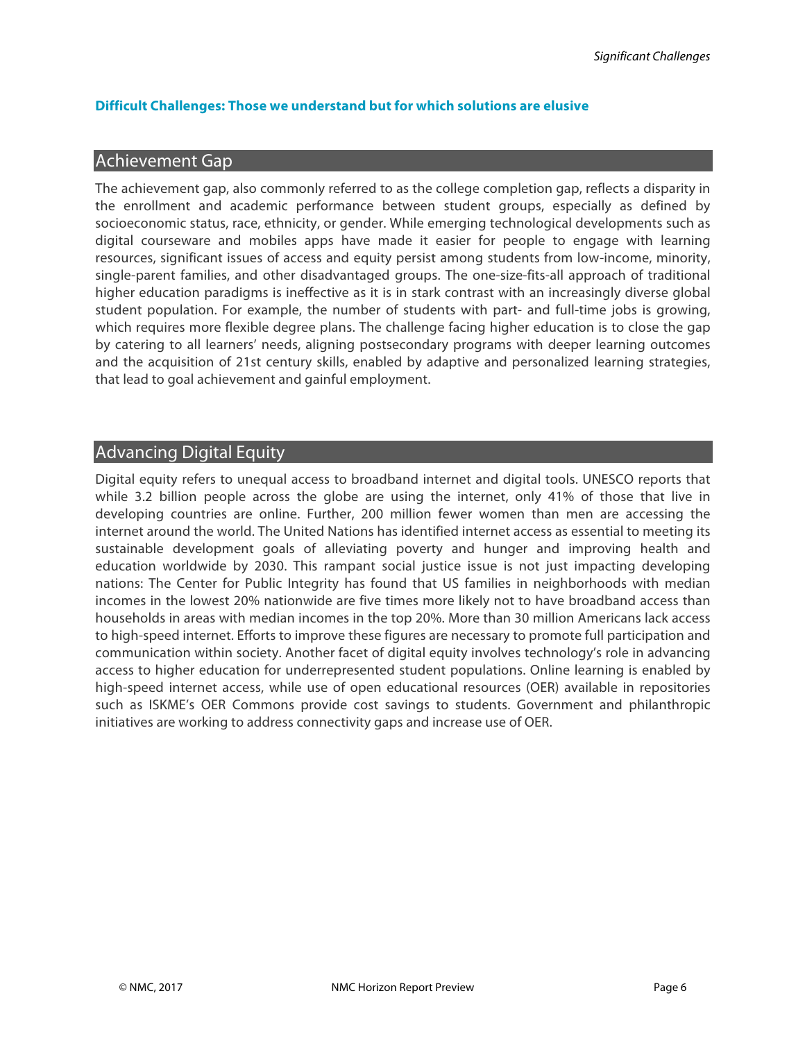**Difficult Challenges: Those we understand but for which solutions are elusive**

## Achievement Gap

The achievement gap, also commonly referred to as the college completion gap, reflects a disparity in the enrollment and academic performance between student groups, especially as defined by socioeconomic status, race, ethnicity, or gender. While emerging technological developments such as digital courseware and mobiles apps have made it easier for people to engage with learning resources, significant issues of access and equity persist among students from low-income, minority, single-parent families, and other disadvantaged groups. The one-size-fits-all approach of traditional higher education paradigms is ineffective as it is in stark contrast with an increasingly diverse global student population. For example, the number of students with part- and full-time jobs is growing, which requires more flexible degree plans. The challenge facing higher education is to close the gap by catering to all learners' needs, aligning postsecondary programs with deeper learning outcomes and the acquisition of 21st century skills, enabled by adaptive and personalized learning strategies, that lead to goal achievement and gainful employment.

## Advancing Digital Equity

Digital equity refers to unequal access to broadband internet and digital tools. UNESCO reports that while 3.2 billion people across the globe are using the internet, only 41% of those that live in developing countries are online. Further, 200 million fewer women than men are accessing the internet around the world. The United Nations has identified internet access as essential to meeting its sustainable development goals of alleviating poverty and hunger and improving health and education worldwide by 2030. This rampant social justice issue is not just impacting developing nations: The Center for Public Integrity has found that US families in neighborhoods with median incomes in the lowest 20% nationwide are five times more likely not to have broadband access than households in areas with median incomes in the top 20%. More than 30 million Americans lack access to high-speed internet. Efforts to improve these figures are necessary to promote full participation and communication within society. Another facet of digital equity involves technology's role in advancing access to higher education for underrepresented student populations. Online learning is enabled by high-speed internet access, while use of open educational resources (OER) available in repositories such as ISKME's OER Commons provide cost savings to students. Government and philanthropic initiatives are working to address connectivity gaps and increase use of OER.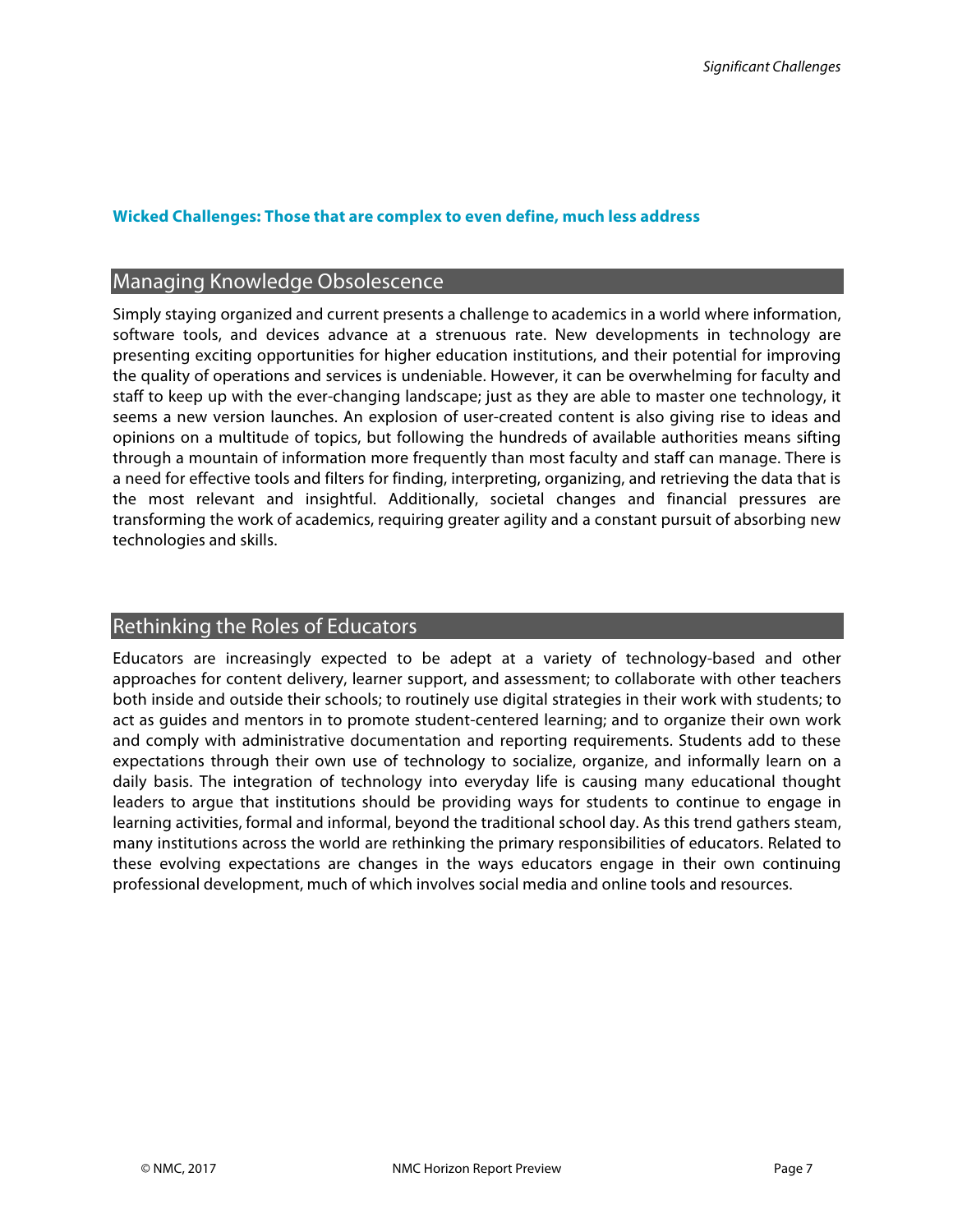**Wicked Challenges: Those that are complex to even define, much less address**

## Managing Knowledge Obsolescence

Simply staying organized and current presents a challenge to academics in a world where information, software tools, and devices advance at a strenuous rate. New developments in technology are presenting exciting opportunities for higher education institutions, and their potential for improving the quality of operations and services is undeniable. However, it can be overwhelming for faculty and staff to keep up with the ever-changing landscape; just as they are able to master one technology, it seems a new version launches. An explosion of user-created content is also giving rise to ideas and opinions on a multitude of topics, but following the hundreds of available authorities means sifting through a mountain of information more frequently than most faculty and staff can manage. There is a need for effective tools and filters for finding, interpreting, organizing, and retrieving the data that is the most relevant and insightful. Additionally, societal changes and financial pressures are transforming the work of academics, requiring greater agility and a constant pursuit of absorbing new technologies and skills.

## Rethinking the Roles of Educators

Educators are increasingly expected to be adept at a variety of technology-based and other approaches for content delivery, learner support, and assessment; to collaborate with other teachers both inside and outside their schools; to routinely use digital strategies in their work with students; to act as guides and mentors in to promote student-centered learning; and to organize their own work and comply with administrative documentation and reporting requirements. Students add to these expectations through their own use of technology to socialize, organize, and informally learn on a daily basis. The integration of technology into everyday life is causing many educational thought leaders to argue that institutions should be providing ways for students to continue to engage in learning activities, formal and informal, beyond the traditional school day. As this trend gathers steam, many institutions across the world are rethinking the primary responsibilities of educators. Related to these evolving expectations are changes in the ways educators engage in their own continuing professional development, much of which involves social media and online tools and resources.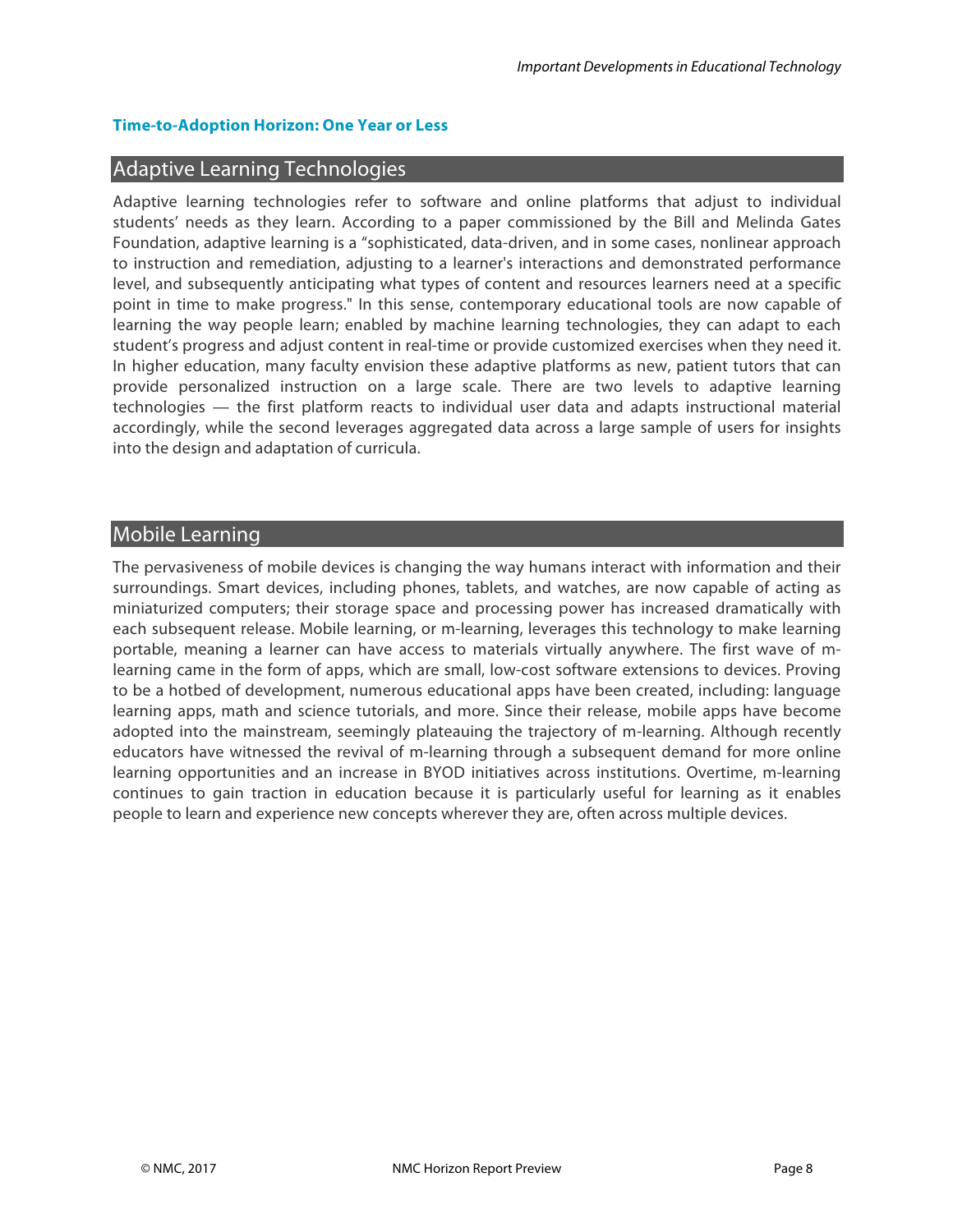**Time-to-Adoption Horizon: One Year or Less**

## Adaptive Learning Technologies

Adaptive learning technologies refer to software and online platforms that adjust to individual students' needs as they learn. According to a paper commissioned by the Bill and Melinda Gates Foundation, adaptive learning is a "sophisticated, data-driven, and in some cases, nonlinear approach to instruction and remediation, adjusting to a learner's interactions and demonstrated performance level, and subsequently anticipating what types of content and resources learners need at a specific point in time to make progress." In this sense, contemporary educational tools are now capable of learning the way people learn; enabled by machine learning technologies, they can adapt to each student's progress and adjust content in real-time or provide customized exercises when they need it. In higher education, many faculty envision these adaptive platforms as new, patient tutors that can provide personalized instruction on a large scale. There are two levels to adaptive learning technologies — the first platform reacts to individual user data and adapts instructional material accordingly, while the second leverages aggregated data across a large sample of users for insights into the design and adaptation of curricula.

## Mobile Learning

The pervasiveness of mobile devices is changing the way humans interact with information and their surroundings. Smart devices, including phones, tablets, and watches, are now capable of acting as miniaturized computers; their storage space and processing power has increased dramatically with each subsequent release. Mobile learning, or m-learning, leverages this technology to make learning portable, meaning a learner can have access to materials virtually anywhere. The first wave of m-learning came in the form of apps, which are small, low-cost software extensions to devices. Proving to be a hotbed of development, numerous educational apps have been created, including: language learning apps, math and science tutorials, and more. Since their release, mobile apps have become adopted into the mainstream, seemingly plateauing the trajectory of m-learning. Although recently educators have witnessed the revival of m-learning through a subsequent demand for more online learning opportunities and an increase in BYOD initiatives across institutions. Overtime, m-learning continues to gain traction in education because it is particularly useful for learning as it enables people to learn and experience new concepts wherever they are, often across multiple devices.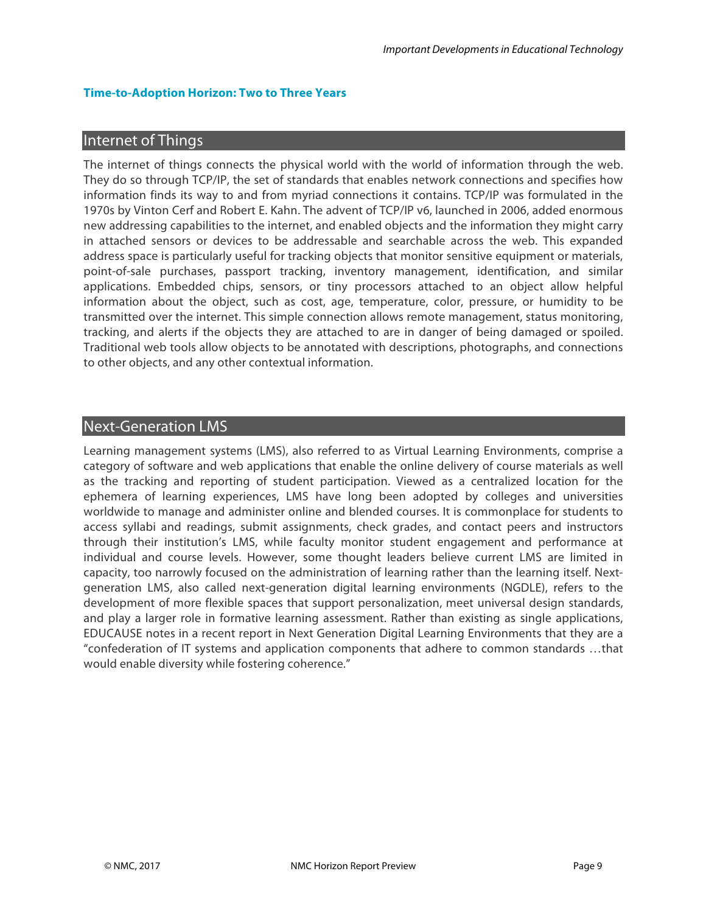**Time-to-Adoption Horizon: Two to Three Years**

## Internet of Things

The internet of things connects the physical world with the world of information through the web. They do so through TCP/IP, the set of standards that enables network connections and specifies how information finds its way to and from myriad connections it contains. TCP/IP was formulated in the 1970s by Vinton Cerf and Robert E. Kahn. The advent of TCP/IP v6, launched in 2006, added enormous new addressing capabilities to the internet, and enabled objects and the information they might carry in attached sensors or devices to be addressable and searchable across the web. This expanded address space is particularly useful for tracking objects that monitor sensitive equipment or materials, point-of-sale purchases, passport tracking, inventory management, identification, and similar applications. Embedded chips, sensors, or tiny processors attached to an object allow helpful information about the object, such as cost, age, temperature, color, pressure, or humidity to be transmitted over the internet. This simple connection allows remote management, status monitoring, tracking, and alerts if the objects they are attached to are in danger of being damaged or spoiled. Traditional web tools allow objects to be annotated with descriptions, photographs, and connections to other objects, and any other contextual information.

## Next-Generation LMS

Learning management systems (LMS), also referred to as Virtual Learning Environments, comprise a category of software and web applications that enable the online delivery of course materials as well as the tracking and reporting of student participation. Viewed as a centralized location for the ephemera of learning experiences, LMS have long been adopted by colleges and universities worldwide to manage and administer online and blended courses. It is commonplace for students to access syllabi and readings, submit assignments, check grades, and contact peers and instructors through their institution's LMS, while faculty monitor student engagement and performance at individual and course levels. However, some thought leaders believe current LMS are limited in capacity, too narrowly focused on the administration of learning rather than the learning itself. Next-generation LMS, also called next-generation digital learning environments (NGDLE), refers to the development of more flexible spaces that support personalization, meet universal design standards, and play a larger role in formative learning assessment. Rather than existing as single applications, EDUCAUSE notes in a recent report in Next Generation Digital Learning Environments that they are a "confederation of IT systems and application components that adhere to common standards …that would enable diversity while fostering coherence."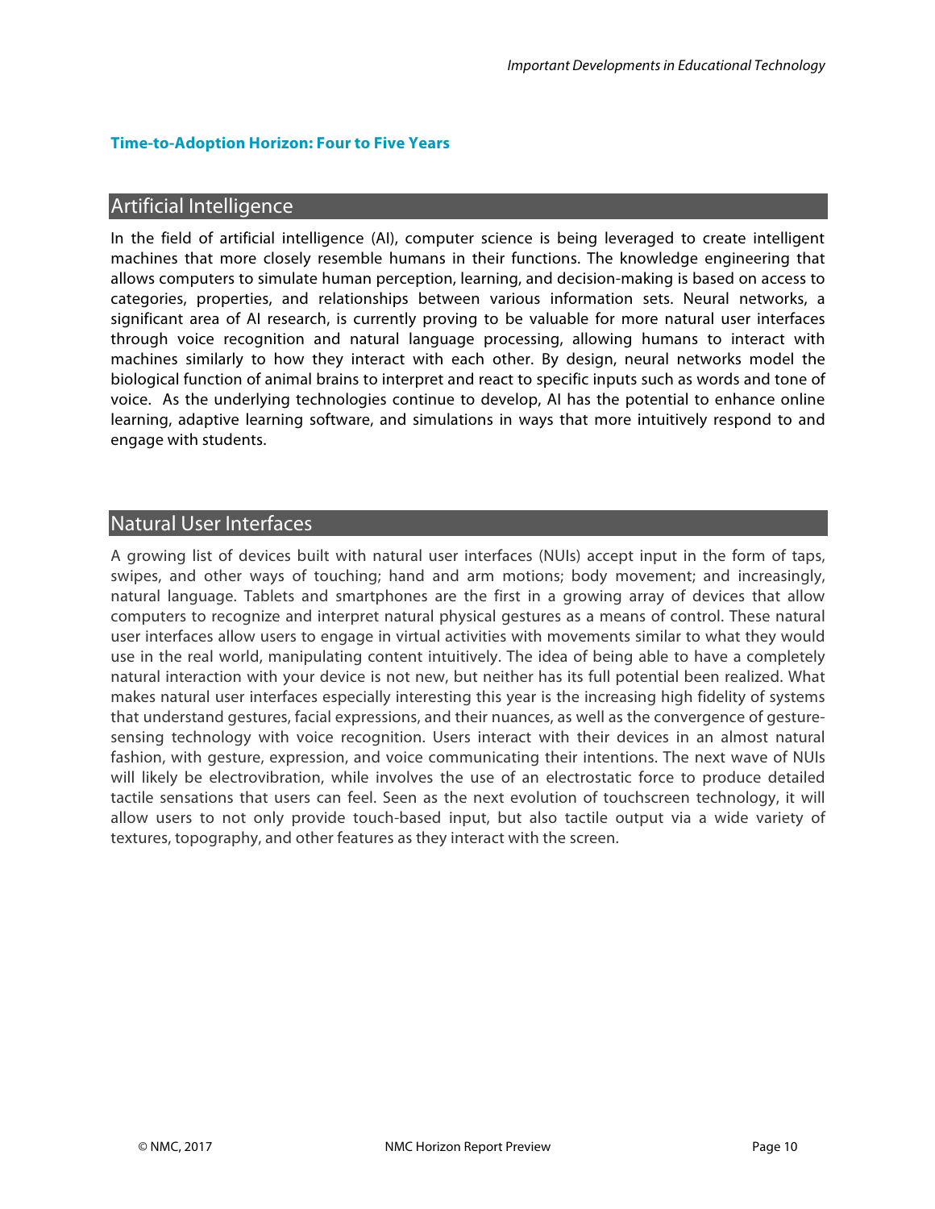### Time-to-Adoption Horizon: Four to Five Years

## Artificial Intelligence

In the field of artificial intelligence (AI), computer science is being leveraged to create intelligent machines that more closely resemble humans in their functions. The knowledge engineering that allows computers to simulate human perception, learning, and decision-making is based on access to categories, properties, and relationships between various information sets. Neural networks, a significant area of AI research, is currently proving to be valuable for more natural user interfaces through voice recognition and natural language processing, allowing humans to interact with machines similarly to how they interact with each other. By design, neural networks model the biological function of animal brains to interpret and react to specific inputs such as words and tone of voice. As the underlying technologies continue to develop, AI has the potential to enhance online learning, adaptive learning software, and simulations in ways that more intuitively respond to and engage with students.

## Natural User Interfaces

A growing list of devices built with natural user interfaces (NUIs) accept input in the form of taps, swipes, and other ways of touching; hand and arm motions; body movement; and increasingly, natural language. Tablets and smartphones are the first in a growing array of devices that allow computers to recognize and interpret natural physical gestures as a means of control. These natural user interfaces allow users to engage in virtual activities with movements similar to what they would use in the real world, manipulating content intuitively. The idea of being able to have a completely natural interaction with your device is not new, but neither has its full potential been realized. What makes natural user interfaces especially interesting this year is the increasing high fidelity of systems that understand gestures, facial expressions, and their nuances, as well as the convergence of gesture-sensing technology with voice recognition. Users interact with their devices in an almost natural fashion, with gesture, expression, and voice communicating their intentions. The next wave of NUIs will likely be electrovibration, while involves the use of an electrostatic force to produce detailed tactile sensations that users can feel. Seen as the next evolution of touchscreen technology, it will allow users to not only provide touch-based input, but also tactile output via a wide variety of textures, topography, and other features as they interact with the screen.